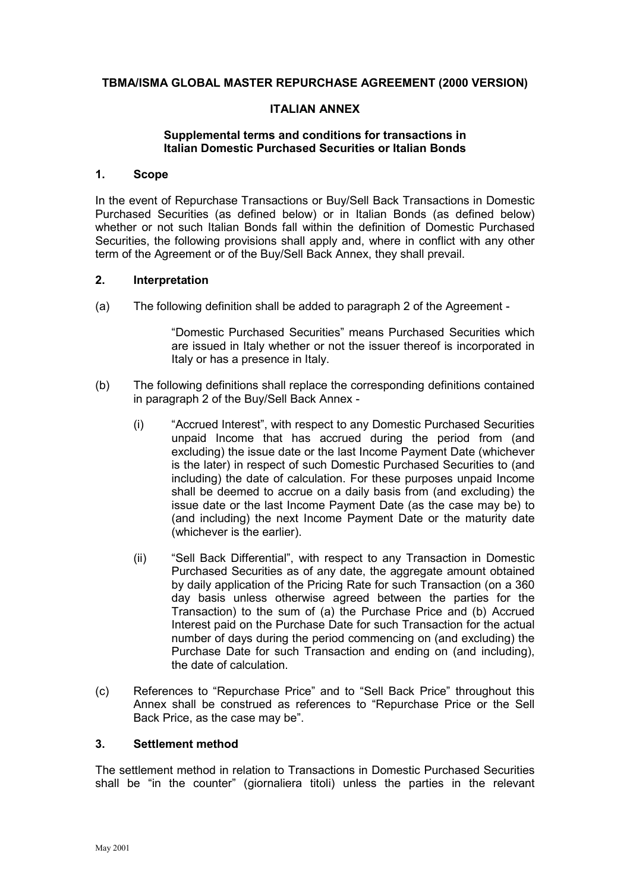**TBMA/ISMA GLOBAL MASTER REPURCHASE AGREEMENT (2000 VERSION)**

**ITALIAN ANNEX**

**Supplemental terms and conditions for transactions in Italian Domestic Purchased Securities or Italian Bonds**

## 1. Scope

In the event of Repurchase Transactions or Buy/Sell Back Transactions in Domestic Purchased Securities (as defined below) or in Italian Bonds (as defined below) whether or not such Italian Bonds fall within the definition of Domestic Purchased Securities, the following provisions shall apply and, where in conflict with any other term of the Agreement or of the Buy/Sell Back Annex, they shall prevail.

## 2. Interpretation

(a) The following definition shall be added to paragraph 2 of the Agreement -

> "Domestic Purchased Securities" means Purchased Securities which are issued in Italy whether or not the issuer thereof is incorporated in Italy or has a presence in Italy.

(b) The following definitions shall replace the corresponding definitions contained in paragraph 2 of the Buy/Sell Back Annex -

(i) "Accrued Interest", with respect to any Domestic Purchased Securities unpaid Income that has accrued during the period from (and excluding) the issue date or the last Income Payment Date (whichever is the later) in respect of such Domestic Purchased Securities to (and including) the date of calculation. For these purposes unpaid Income shall be deemed to accrue on a daily basis from (and excluding) the issue date or the last Income Payment Date (as the case may be) to (and including) the next Income Payment Date or the maturity date (whichever is the earlier).

(ii) "Sell Back Differential", with respect to any Transaction in Domestic Purchased Securities as of any date, the aggregate amount obtained by daily application of the Pricing Rate for such Transaction (on a 360 day basis unless otherwise agreed between the parties for the Transaction) to the sum of (a) the Purchase Price and (b) Accrued Interest paid on the Purchase Date for such Transaction for the actual number of days during the period commencing on (and excluding) the Purchase Date for such Transaction and ending on (and including), the date of calculation.

(c) References to "Repurchase Price" and to "Sell Back Price" throughout this Annex shall be construed as references to "Repurchase Price or the Sell Back Price, as the case may be".

## 3. Settlement method

The settlement method in relation to Transactions in Domestic Purchased Securities shall be "in the counter" (giornaliera titoli) unless the parties in the relevant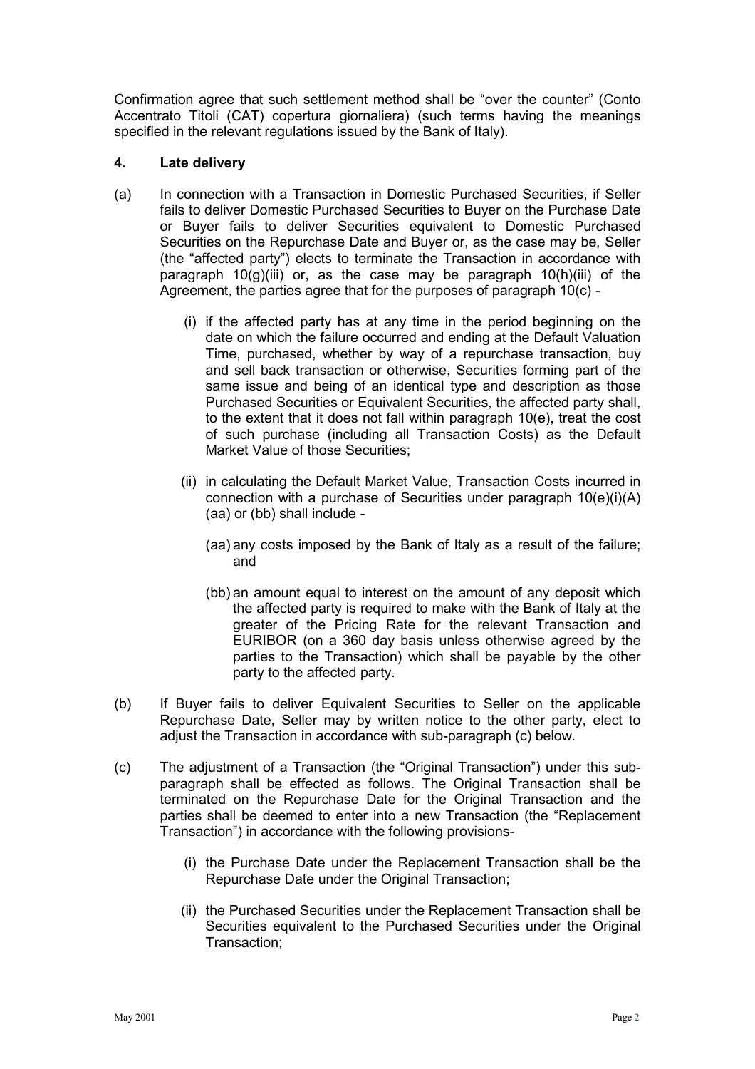Confirmation agree that such settlement method shall be "over the counter" (Conto Accentrato Titoli (CAT) copertura giornaliera) (such terms having the meanings specified in the relevant regulations issued by the Bank of Italy).

### 4. Late delivery

(a) In connection with a Transaction in Domestic Purchased Securities, if Seller fails to deliver Domestic Purchased Securities to Buyer on the Purchase Date or Buyer fails to deliver Securities equivalent to Domestic Purchased Securities on the Repurchase Date and Buyer or, as the case may be, Seller (the "affected party") elects to terminate the Transaction in accordance with paragraph 10(g)(iii) or, as the case may be paragraph 10(h)(iii) of the Agreement, the parties agree that for the purposes of paragraph 10(c) -

   (i) if the affected party has at any time in the period beginning on the date on which the failure occurred and ending at the Default Valuation Time, purchased, whether by way of a repurchase transaction, buy and sell back transaction or otherwise, Securities forming part of the same issue and being of an identical type and description as those Purchased Securities or Equivalent Securities, the affected party shall, to the extent that it does not fall within paragraph 10(e), treat the cost of such purchase (including all Transaction Costs) as the Default Market Value of those Securities;

   (ii) in calculating the Default Market Value, Transaction Costs incurred in connection with a purchase of Securities under paragraph 10(e)(i)(A)(aa) or (bb) shall include -

      (aa) any costs imposed by the Bank of Italy as a result of the failure; and

      (bb) an amount equal to interest on the amount of any deposit which the affected party is required to make with the Bank of Italy at the greater of the Pricing Rate for the relevant Transaction and EURIBOR (on a 360 day basis unless otherwise agreed by the parties to the Transaction) which shall be payable by the other party to the affected party.

(b) If Buyer fails to deliver Equivalent Securities to Seller on the applicable Repurchase Date, Seller may by written notice to the other party, elect to adjust the Transaction in accordance with sub-paragraph (c) below.

(c) The adjustment of a Transaction (the "Original Transaction") under this sub-paragraph shall be effected as follows. The Original Transaction shall be terminated on the Repurchase Date for the Original Transaction and the parties shall be deemed to enter into a new Transaction (the "Replacement Transaction") in accordance with the following provisions-

   (i) the Purchase Date under the Replacement Transaction shall be the Repurchase Date under the Original Transaction;

   (ii) the Purchased Securities under the Replacement Transaction shall be Securities equivalent to the Purchased Securities under the Original Transaction;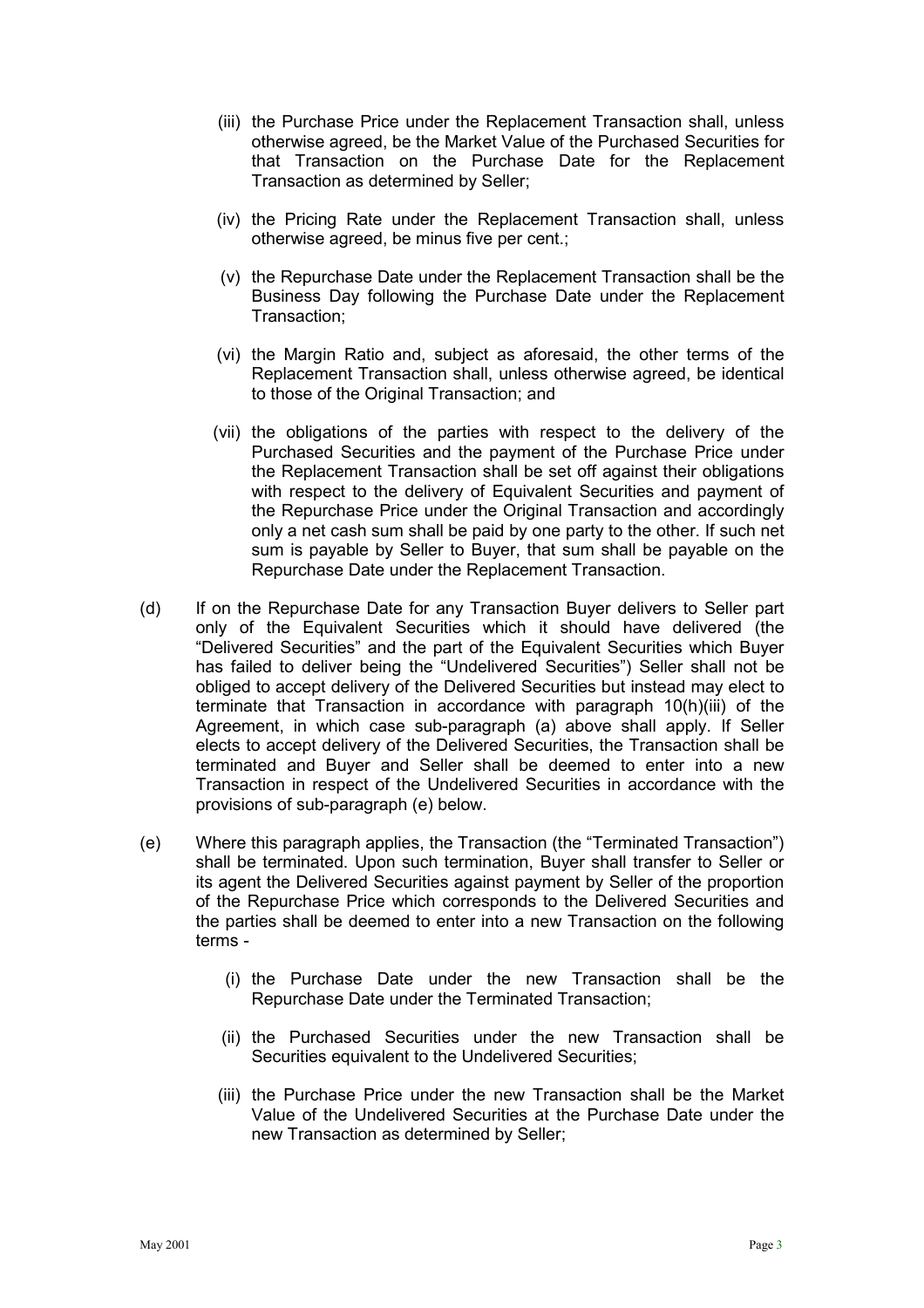(iii) the Purchase Price under the Replacement Transaction shall, unless otherwise agreed, be the Market Value of the Purchased Securities for that Transaction on the Purchase Date for the Replacement Transaction as determined by Seller;

(iv) the Pricing Rate under the Replacement Transaction shall, unless otherwise agreed, be minus five per cent.;

(v) the Repurchase Date under the Replacement Transaction shall be the Business Day following the Purchase Date under the Replacement Transaction;

(vi) the Margin Ratio and, subject as aforesaid, the other terms of the Replacement Transaction shall, unless otherwise agreed, be identical to those of the Original Transaction; and

(vii) the obligations of the parties with respect to the delivery of the Purchased Securities and the payment of the Purchase Price under the Replacement Transaction shall be set off against their obligations with respect to the delivery of Equivalent Securities and payment of the Repurchase Price under the Original Transaction and accordingly only a net cash sum shall be paid by one party to the other. If such net sum is payable by Seller to Buyer, that sum shall be payable on the Repurchase Date under the Replacement Transaction.

(d) If on the Repurchase Date for any Transaction Buyer delivers to Seller part only of the Equivalent Securities which it should have delivered (the "Delivered Securities" and the part of the Equivalent Securities which Buyer has failed to deliver being the "Undelivered Securities") Seller shall not be obliged to accept delivery of the Delivered Securities but instead may elect to terminate that Transaction in accordance with paragraph 10(h)(iii) of the Agreement, in which case sub-paragraph (a) above shall apply. If Seller elects to accept delivery of the Delivered Securities, the Transaction shall be terminated and Buyer and Seller shall be deemed to enter into a new Transaction in respect of the Undelivered Securities in accordance with the provisions of sub-paragraph (e) below.

(e) Where this paragraph applies, the Transaction (the "Terminated Transaction") shall be terminated. Upon such termination, Buyer shall transfer to Seller or its agent the Delivered Securities against payment by Seller of the proportion of the Repurchase Price which corresponds to the Delivered Securities and the parties shall be deemed to enter into a new Transaction on the following terms -

(i) the Purchase Date under the new Transaction shall be the Repurchase Date under the Terminated Transaction;

(ii) the Purchased Securities under the new Transaction shall be Securities equivalent to the Undelivered Securities;

(iii) the Purchase Price under the new Transaction shall be the Market Value of the Undelivered Securities at the Purchase Date under the new Transaction as determined by Seller;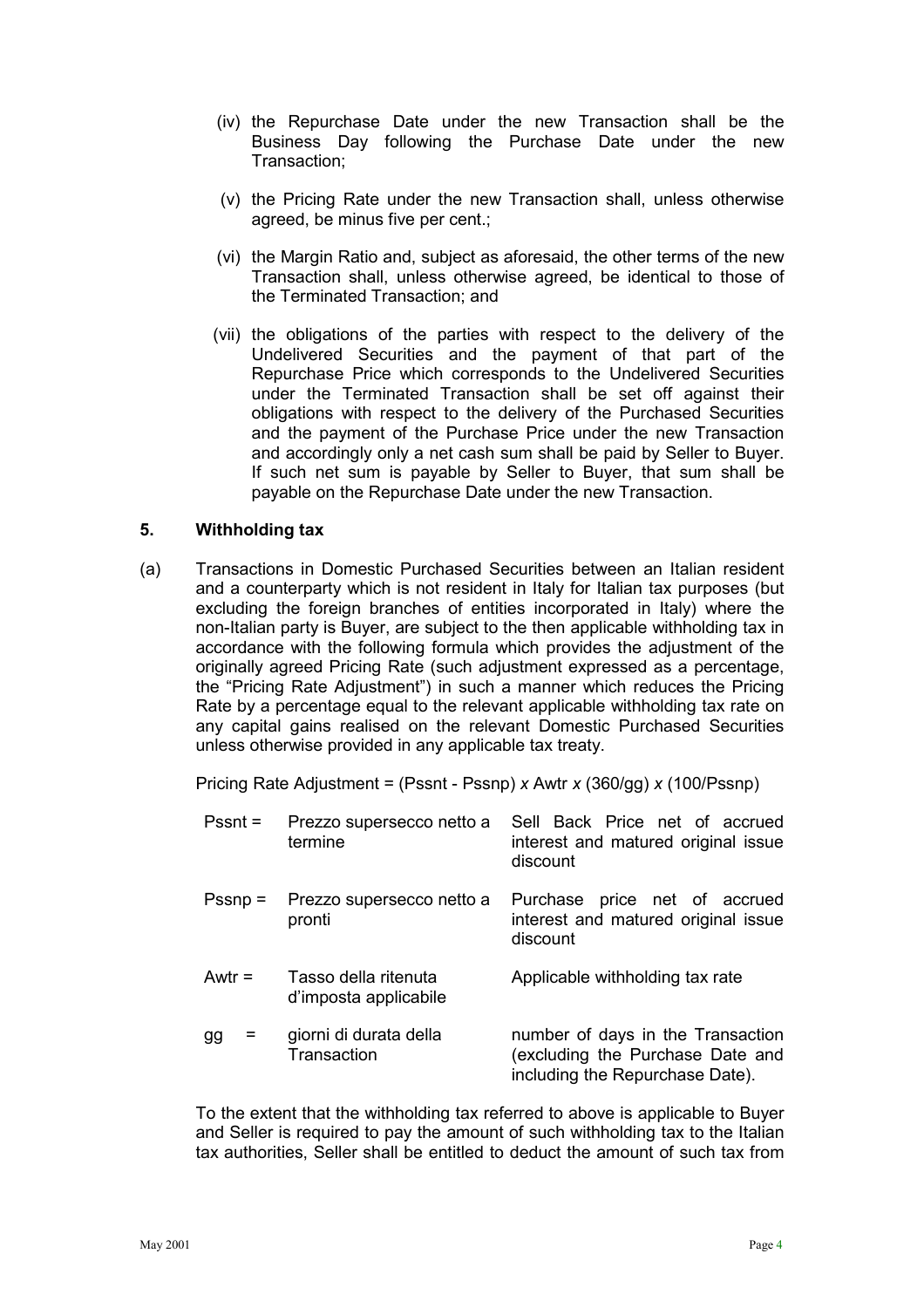(iv) the Repurchase Date under the new Transaction shall be the Business Day following the Purchase Date under the new Transaction;

(v) the Pricing Rate under the new Transaction shall, unless otherwise agreed, be minus five per cent.;

(vi) the Margin Ratio and, subject as aforesaid, the other terms of the new Transaction shall, unless otherwise agreed, be identical to those of the Terminated Transaction; and

(vii) the obligations of the parties with respect to the delivery of the Undelivered Securities and the payment of that part of the Repurchase Price which corresponds to the Undelivered Securities under the Terminated Transaction shall be set off against their obligations with respect to the delivery of the Purchased Securities and the payment of the Purchase Price under the new Transaction and accordingly only a net cash sum shall be paid by Seller to Buyer. If such net sum is payable by Seller to Buyer, that sum shall be payable on the Repurchase Date under the new Transaction.

## 5. Withholding tax

(a) Transactions in Domestic Purchased Securities between an Italian resident and a counterparty which is not resident in Italy for Italian tax purposes (but excluding the foreign branches of entities incorporated in Italy) where the non-Italian party is Buyer, are subject to the then applicable withholding tax in accordance with the following formula which provides the adjustment of the originally agreed Pricing Rate (such adjustment expressed as a percentage, the "Pricing Rate Adjustment") in such a manner which reduces the Pricing Rate by a percentage equal to the relevant applicable withholding tax rate on any capital gains realised on the relevant Domestic Purchased Securities unless otherwise provided in any applicable tax treaty.

Pricing Rate Adjustment = (Pssnt - Pssnp) *x* Awtr *x* (360/gg) *x* (100/Pssnp)

| | | |
|---|---|---|
| Pssnt = | Prezzo supersecco netto a termine | Sell Back Price net of accrued interest and matured original issue discount |
| Pssnp = | Prezzo supersecco netto a pronti | Purchase price net of accrued interest and matured original issue discount |
| Awtr = | Tasso della ritenuta d'imposta applicabile | Applicable withholding tax rate |
| gg = | giorni di durata della Transaction | number of days in the Transaction (excluding the Purchase Date and including the Repurchase Date). |

To the extent that the withholding tax referred to above is applicable to Buyer and Seller is required to pay the amount of such withholding tax to the Italian tax authorities, Seller shall be entitled to deduct the amount of such tax from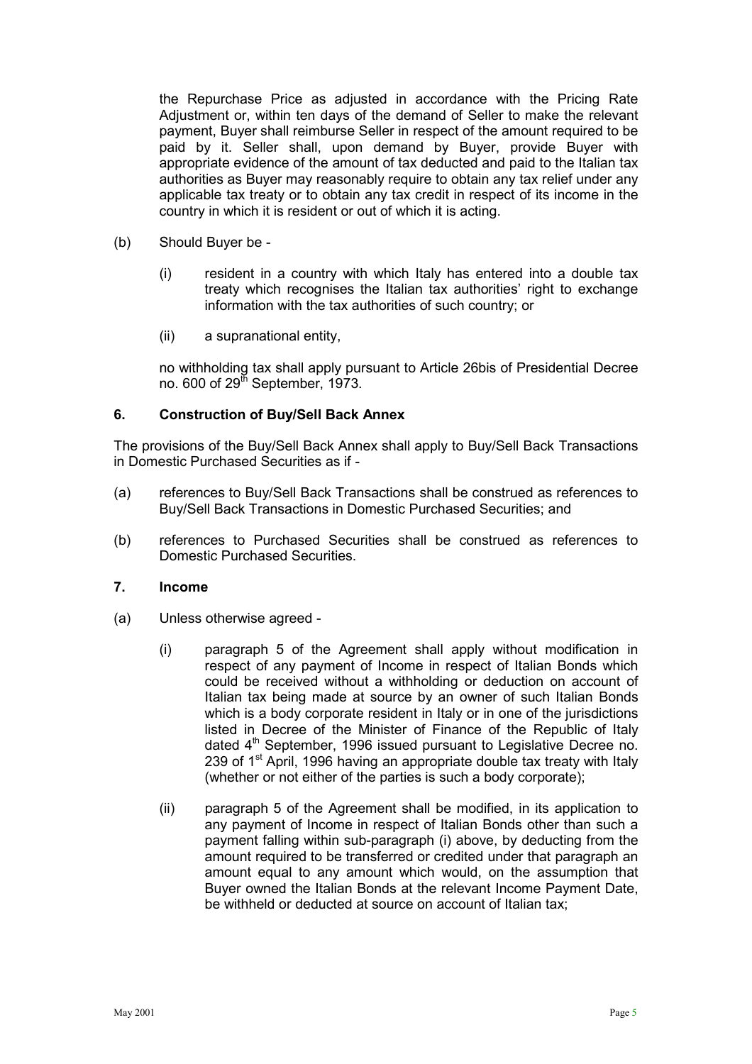the Repurchase Price as adjusted in accordance with the Pricing Rate Adjustment or, within ten days of the demand of Seller to make the relevant payment, Buyer shall reimburse Seller in respect of the amount required to be paid by it. Seller shall, upon demand by Buyer, provide Buyer with appropriate evidence of the amount of tax deducted and paid to the Italian tax authorities as Buyer may reasonably require to obtain any tax relief under any applicable tax treaty or to obtain any tax credit in respect of its income in the country in which it is resident or out of which it is acting.

(b) Should Buyer be -

(i) resident in a country with which Italy has entered into a double tax treaty which recognises the Italian tax authorities' right to exchange information with the tax authorities of such country; or

(ii) a supranational entity,

no withholding tax shall apply pursuant to Article 26bis of Presidential Decree no. 600 of 29th September, 1973.

### 6. Construction of Buy/Sell Back Annex

The provisions of the Buy/Sell Back Annex shall apply to Buy/Sell Back Transactions in Domestic Purchased Securities as if -

(a) references to Buy/Sell Back Transactions shall be construed as references to Buy/Sell Back Transactions in Domestic Purchased Securities; and

(b) references to Purchased Securities shall be construed as references to Domestic Purchased Securities.

### 7. Income

(a) Unless otherwise agreed -

(i) paragraph 5 of the Agreement shall apply without modification in respect of any payment of Income in respect of Italian Bonds which could be received without a withholding or deduction on account of Italian tax being made at source by an owner of such Italian Bonds which is a body corporate resident in Italy or in one of the jurisdictions listed in Decree of the Minister of Finance of the Republic of Italy dated 4th September, 1996 issued pursuant to Legislative Decree no. 239 of 1st April, 1996 having an appropriate double tax treaty with Italy (whether or not either of the parties is such a body corporate);

(ii) paragraph 5 of the Agreement shall be modified, in its application to any payment of Income in respect of Italian Bonds other than such a payment falling within sub-paragraph (i) above, by deducting from the amount required to be transferred or credited under that paragraph an amount equal to any amount which would, on the assumption that Buyer owned the Italian Bonds at the relevant Income Payment Date, be withheld or deducted at source on account of Italian tax;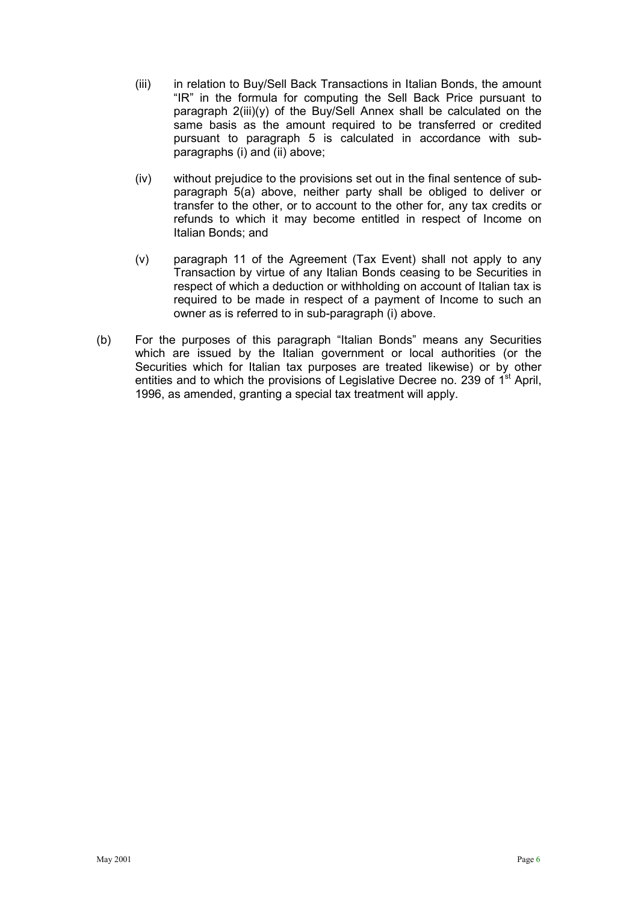(iii) in relation to Buy/Sell Back Transactions in Italian Bonds, the amount "IR" in the formula for computing the Sell Back Price pursuant to paragraph 2(iii)(y) of the Buy/Sell Annex shall be calculated on the same basis as the amount required to be transferred or credited pursuant to paragraph 5 is calculated in accordance with sub-paragraphs (i) and (ii) above;

(iv) without prejudice to the provisions set out in the final sentence of sub-paragraph 5(a) above, neither party shall be obliged to deliver or transfer to the other, or to account to the other for, any tax credits or refunds to which it may become entitled in respect of Income on Italian Bonds; and

(v) paragraph 11 of the Agreement (Tax Event) shall not apply to any Transaction by virtue of any Italian Bonds ceasing to be Securities in respect of which a deduction or withholding on account of Italian tax is required to be made in respect of a payment of Income to such an owner as is referred to in sub-paragraph (i) above.

(b) For the purposes of this paragraph "Italian Bonds" means any Securities which are issued by the Italian government or local authorities (or the Securities which for Italian tax purposes are treated likewise) or by other entities and to which the provisions of Legislative Decree no. 239 of 1st April, 1996, as amended, granting a special tax treatment will apply.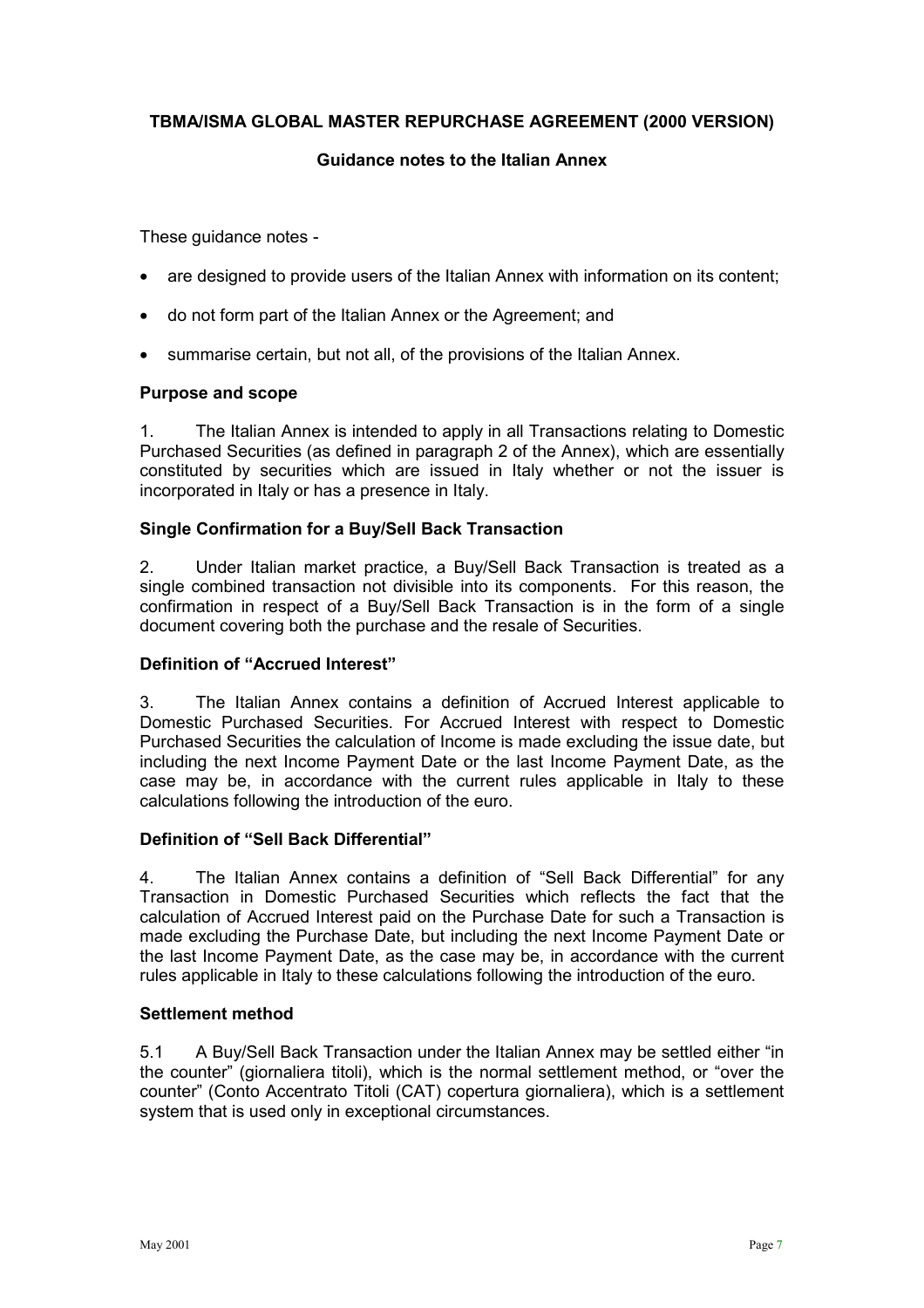**TBMA/ISMA GLOBAL MASTER REPURCHASE AGREEMENT (2000 VERSION)**

**Guidance notes to the Italian Annex**

These guidance notes -

- are designed to provide users of the Italian Annex with information on its content;
- do not form part of the Italian Annex or the Agreement; and
- summarise certain, but not all, of the provisions of the Italian Annex.

**Purpose and scope**

1. The Italian Annex is intended to apply in all Transactions relating to Domestic Purchased Securities (as defined in paragraph 2 of the Annex), which are essentially constituted by securities which are issued in Italy whether or not the issuer is incorporated in Italy or has a presence in Italy.

**Single Confirmation for a Buy/Sell Back Transaction**

2. Under Italian market practice, a Buy/Sell Back Transaction is treated as a single combined transaction not divisible into its components. For this reason, the confirmation in respect of a Buy/Sell Back Transaction is in the form of a single document covering both the purchase and the resale of Securities.

**Definition of "Accrued Interest"**

3. The Italian Annex contains a definition of Accrued Interest applicable to Domestic Purchased Securities. For Accrued Interest with respect to Domestic Purchased Securities the calculation of Income is made excluding the issue date, but including the next Income Payment Date or the last Income Payment Date, as the case may be, in accordance with the current rules applicable in Italy to these calculations following the introduction of the euro.

**Definition of "Sell Back Differential"**

4. The Italian Annex contains a definition of "Sell Back Differential" for any Transaction in Domestic Purchased Securities which reflects the fact that the calculation of Accrued Interest paid on the Purchase Date for such a Transaction is made excluding the Purchase Date, but including the next Income Payment Date or the last Income Payment Date, as the case may be, in accordance with the current rules applicable in Italy to these calculations following the introduction of the euro.

**Settlement method**

5.1 A Buy/Sell Back Transaction under the Italian Annex may be settled either "in the counter" (giornaliera titoli), which is the normal settlement method, or "over the counter" (Conto Accentrato Titoli (CAT) copertura giornaliera), which is a settlement system that is used only in exceptional circumstances.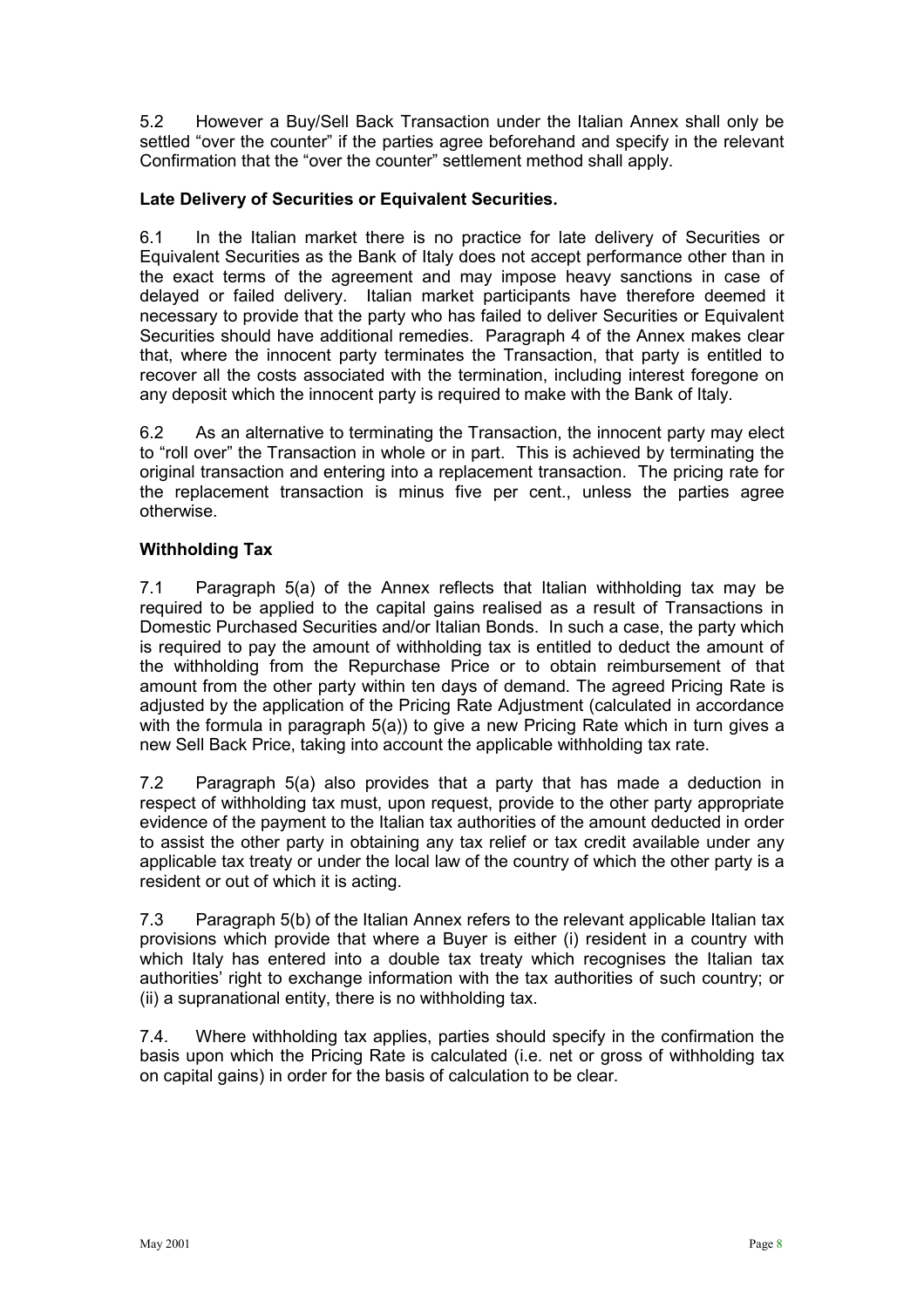5.2 However a Buy/Sell Back Transaction under the Italian Annex shall only be settled "over the counter" if the parties agree beforehand and specify in the relevant Confirmation that the "over the counter" settlement method shall apply.

**Late Delivery of Securities or Equivalent Securities.**

6.1 In the Italian market there is no practice for late delivery of Securities or Equivalent Securities as the Bank of Italy does not accept performance other than in the exact terms of the agreement and may impose heavy sanctions in case of delayed or failed delivery. Italian market participants have therefore deemed it necessary to provide that the party who has failed to deliver Securities or Equivalent Securities should have additional remedies. Paragraph 4 of the Annex makes clear that, where the innocent party terminates the Transaction, that party is entitled to recover all the costs associated with the termination, including interest foregone on any deposit which the innocent party is required to make with the Bank of Italy.

6.2 As an alternative to terminating the Transaction, the innocent party may elect to "roll over" the Transaction in whole or in part. This is achieved by terminating the original transaction and entering into a replacement transaction. The pricing rate for the replacement transaction is minus five per cent., unless the parties agree otherwise.

**Withholding Tax**

7.1 Paragraph 5(a) of the Annex reflects that Italian withholding tax may be required to be applied to the capital gains realised as a result of Transactions in Domestic Purchased Securities and/or Italian Bonds. In such a case, the party which is required to pay the amount of withholding tax is entitled to deduct the amount of the withholding from the Repurchase Price or to obtain reimbursement of that amount from the other party within ten days of demand. The agreed Pricing Rate is adjusted by the application of the Pricing Rate Adjustment (calculated in accordance with the formula in paragraph 5(a)) to give a new Pricing Rate which in turn gives a new Sell Back Price, taking into account the applicable withholding tax rate.

7.2 Paragraph 5(a) also provides that a party that has made a deduction in respect of withholding tax must, upon request, provide to the other party appropriate evidence of the payment to the Italian tax authorities of the amount deducted in order to assist the other party in obtaining any tax relief or tax credit available under any applicable tax treaty or under the local law of the country of which the other party is a resident or out of which it is acting.

7.3 Paragraph 5(b) of the Italian Annex refers to the relevant applicable Italian tax provisions which provide that where a Buyer is either (i) resident in a country with which Italy has entered into a double tax treaty which recognises the Italian tax authorities' right to exchange information with the tax authorities of such country; or (ii) a supranational entity, there is no withholding tax.

7.4. Where withholding tax applies, parties should specify in the confirmation the basis upon which the Pricing Rate is calculated (i.e. net or gross of withholding tax on capital gains) in order for the basis of calculation to be clear.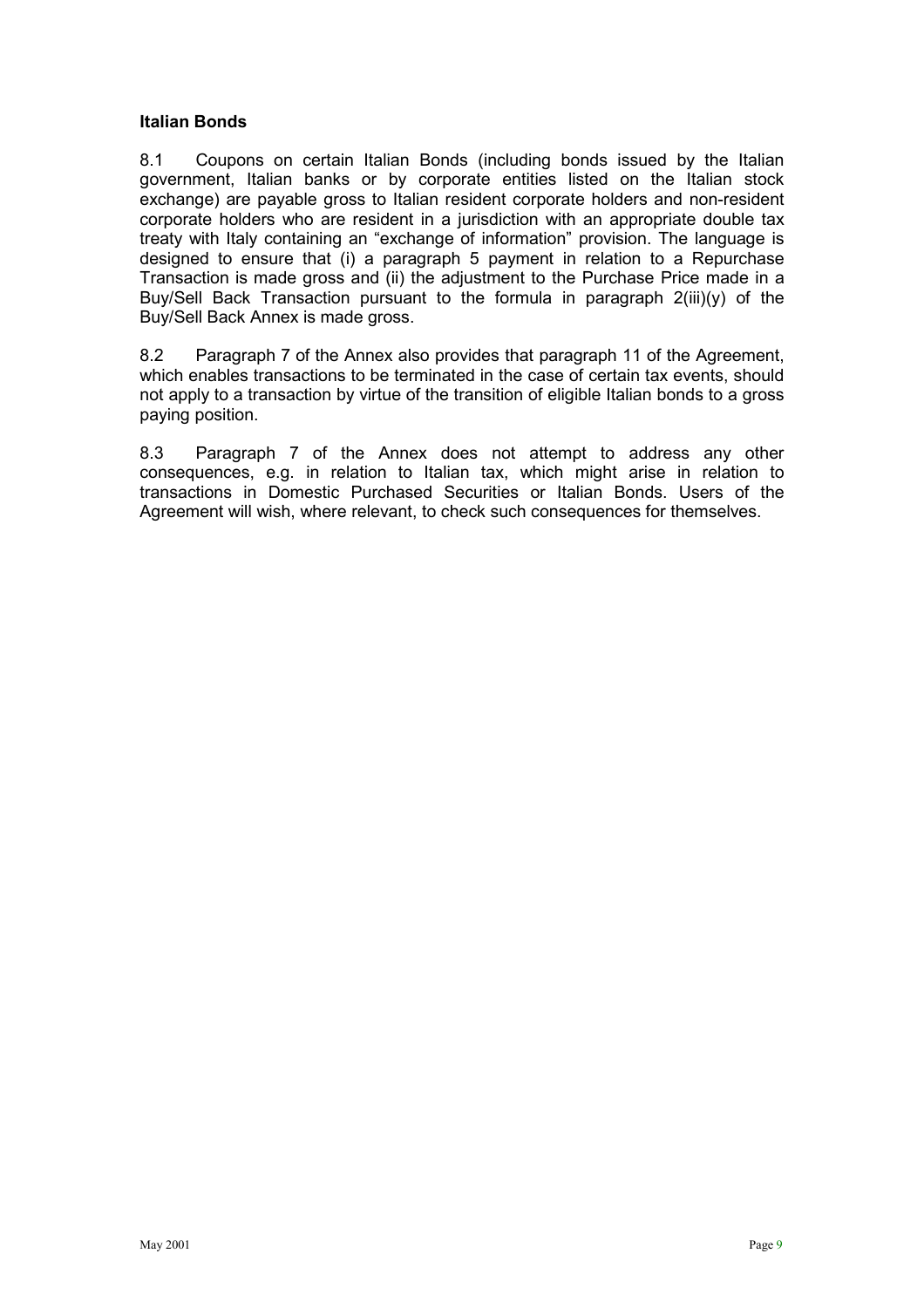### Italian Bonds

8.1 Coupons on certain Italian Bonds (including bonds issued by the Italian government, Italian banks or by corporate entities listed on the Italian stock exchange) are payable gross to Italian resident corporate holders and non-resident corporate holders who are resident in a jurisdiction with an appropriate double tax treaty with Italy containing an "exchange of information" provision. The language is designed to ensure that (i) a paragraph 5 payment in relation to a Repurchase Transaction is made gross and (ii) the adjustment to the Purchase Price made in a Buy/Sell Back Transaction pursuant to the formula in paragraph 2(iii)(y) of the Buy/Sell Back Annex is made gross.

8.2 Paragraph 7 of the Annex also provides that paragraph 11 of the Agreement, which enables transactions to be terminated in the case of certain tax events, should not apply to a transaction by virtue of the transition of eligible Italian bonds to a gross paying position.

8.3 Paragraph 7 of the Annex does not attempt to address any other consequences, e.g. in relation to Italian tax, which might arise in relation to transactions in Domestic Purchased Securities or Italian Bonds. Users of the Agreement will wish, where relevant, to check such consequences for themselves.